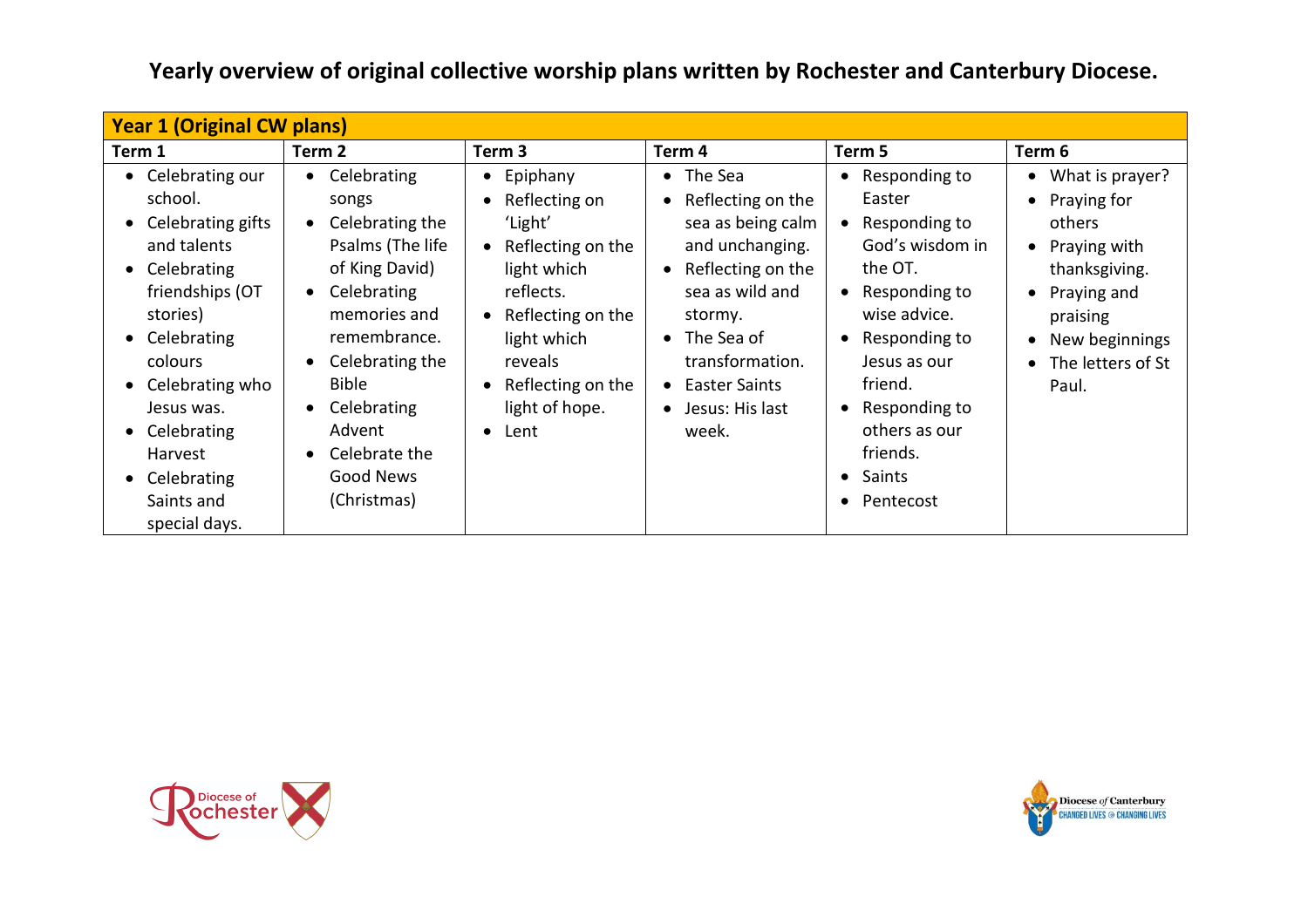# Yearly overview of original collective worship plans written by Rochester and Canterbury Diocese.

| Year 1 (Original CW plans) | | | | | |
|---|---|---|---|---|---|
| **Term 1** | **Term 2** | **Term 3** | **Term 4** | **Term 5** | **Term 6** |
| • Celebrating our school.<br>• Celebrating gifts and talents<br>• Celebrating friendships (OT stories)<br>• Celebrating colours<br>• Celebrating who Jesus was.<br>• Celebrating Harvest<br>• Celebrating Saints and special days. | • Celebrating songs<br>• Celebrating the Psalms (The life of King David)<br>• Celebrating memories and remembrance.<br>• Celebrating the Bible<br>• Celebrating Advent<br>• Celebrate the Good News (Christmas) | • Epiphany<br>• Reflecting on 'Light'<br>• Reflecting on the light which reflects.<br>• Reflecting on the light which reveals<br>• Reflecting on the light of hope.<br>• Lent | • The Sea<br>• Reflecting on the sea as being calm and unchanging.<br>• Reflecting on the sea as wild and stormy.<br>• The Sea of transformation.<br>• Easter Saints<br>• Jesus: His last week. | • Responding to Easter<br>• Responding to God's wisdom in the OT.<br>• Responding to wise advice.<br>• Responding to Jesus as our friend.<br>• Responding to others as our friends.<br>• Saints<br>• Pentecost | • What is prayer?<br>• Praying for others<br>• Praying with thanksgiving.<br>• Praying and praising<br>• New beginnings<br>• The letters of St Paul. |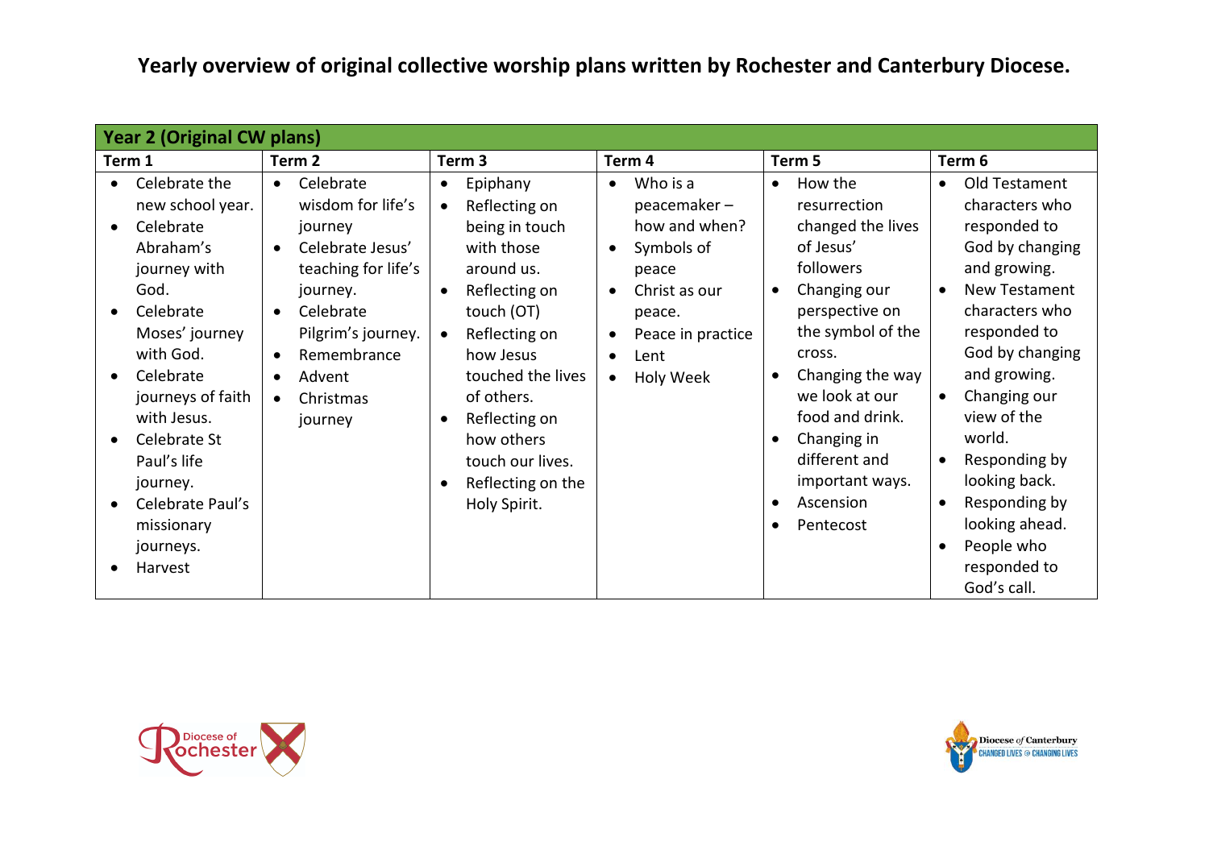# Yearly overview of original collective worship plans written by Rochester and Canterbury Diocese.

| Year 2 (Original CW plans) | | | | | |
|---|---|---|---|---|---|
| **Term 1** | **Term 2** | **Term 3** | **Term 4** | **Term 5** | **Term 6** |
| • Celebrate the new school year.<br>• Celebrate Abraham's journey with God.<br>• Celebrate Moses' journey with God.<br>• Celebrate journeys of faith with Jesus.<br>• Celebrate St Paul's life journey.<br>• Celebrate Paul's missionary journeys.<br>• Harvest | • Celebrate wisdom for life's journey<br>• Celebrate Jesus' teaching for life's journey.<br>• Celebrate Pilgrim's journey.<br>• Remembrance<br>• Advent<br>• Christmas journey | • Epiphany<br>• Reflecting on being in touch with those around us.<br>• Reflecting on touch (OT)<br>• Reflecting on how Jesus touched the lives of others.<br>• Reflecting on how others touch our lives.<br>• Reflecting on the Holy Spirit. | • Who is a peacemaker – how and when?<br>• Symbols of peace<br>• Christ as our peace.<br>• Peace in practice<br>• Lent<br>• Holy Week | • How the resurrection changed the lives of Jesus' followers<br>• Changing our perspective on the symbol of the cross.<br>• Changing the way we look at our food and drink.<br>• Changing in different and important ways.<br>• Ascension<br>• Pentecost | • Old Testament characters who responded to God by changing and growing.<br>• New Testament characters who responded to God by changing and growing.<br>• Changing our view of the world.<br>• Responding by looking back.<br>• Responding by looking ahead.<br>• People who responded to God's call. |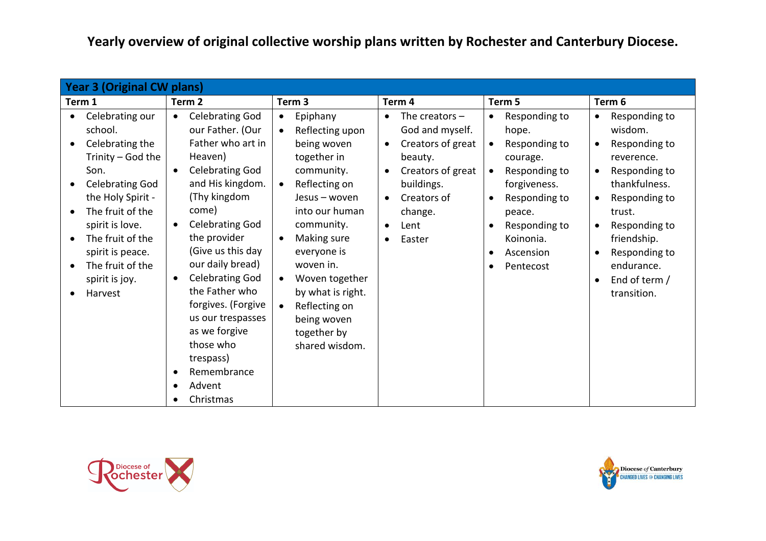# Yearly overview of original collective worship plans written by Rochester and Canterbury Diocese.

| Year 3 (Original CW plans) | | | | | |
|---|---|---|---|---|---|
| **Term 1** | **Term 2** | **Term 3** | **Term 4** | **Term 5** | **Term 6** |
| • Celebrating our school.<br>• Celebrating the Trinity – God the Son.<br>• Celebrating God the Holy Spirit -<br>• The fruit of the spirit is love.<br>• The fruit of the spirit is peace.<br>• The fruit of the spirit is joy.<br>• Harvest | • Celebrating God our Father. (Our Father who art in Heaven)<br>• Celebrating God and His kingdom. (Thy kingdom come)<br>• Celebrating God the provider (Give us this day our daily bread)<br>• Celebrating God the Father who forgives. (Forgive us our trespasses as we forgive those who trespass)<br>• Remembrance<br>• Advent<br>• Christmas | • Epiphany<br>• Reflecting upon being woven together in community.<br>• Reflecting on Jesus – woven into our human community.<br>• Making sure everyone is woven in.<br>• Woven together by what is right.<br>• Reflecting on being woven together by shared wisdom. | • The creators – God and myself.<br>• Creators of great beauty.<br>• Creators of great buildings.<br>• Creators of change.<br>• Lent<br>• Easter | • Responding to hope.<br>• Responding to courage.<br>• Responding to forgiveness.<br>• Responding to peace.<br>• Responding to Koinonia.<br>• Ascension<br>• Pentecost | • Responding to wisdom.<br>• Responding to reverence.<br>• Responding to thankfulness.<br>• Responding to trust.<br>• Responding to friendship.<br>• Responding to endurance.<br>• End of term / transition. |

Diocese of Rochester

Diocese of Canterbury
CHANGED LIVES @ CHANGING LIVES